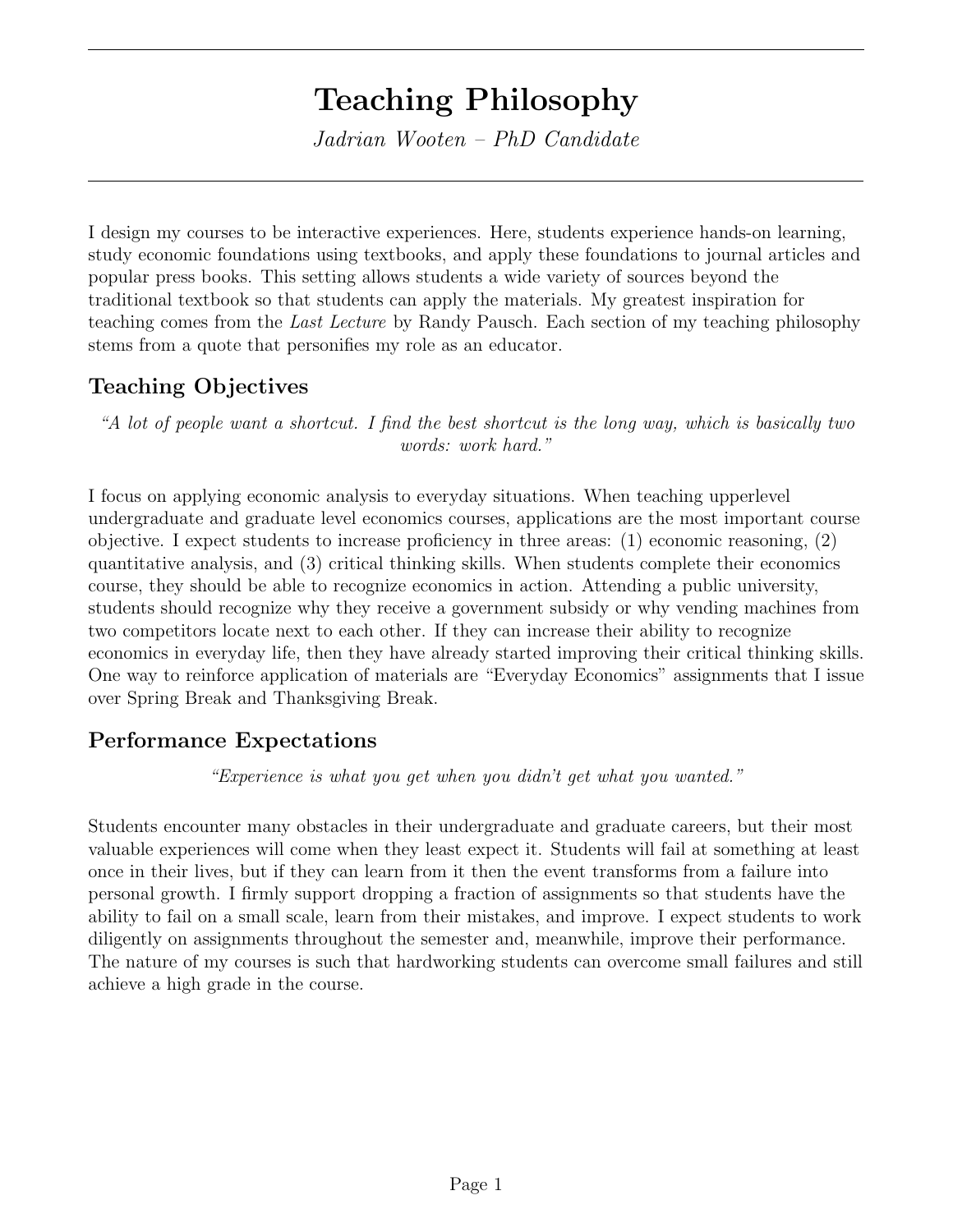# Teaching Philosophy

*Jadrian Wooten – PhD Candidate*

I design my courses to be interactive experiences. Here, students experience hands-on learning, study economic foundations using textbooks, and apply these foundations to journal articles and popular press books. This setting allows students a wide variety of sources beyond the traditional textbook so that students can apply the materials. My greatest inspiration for teaching comes from the *Last Lecture* by Randy Pausch. Each section of my teaching philosophy stems from a quote that personifies my role as an educator.

## Teaching Objectives

*"A lot of people want a shortcut. I find the best shortcut is the long way, which is basically two words: work hard."*

I focus on applying economic analysis to everyday situations. When teaching upperlevel undergraduate and graduate level economics courses, applications are the most important course objective. I expect students to increase proficiency in three areas: (1) economic reasoning, (2) quantitative analysis, and (3) critical thinking skills. When students complete their economics course, they should be able to recognize economics in action. Attending a public university, students should recognize why they receive a government subsidy or why vending machines from two competitors locate next to each other. If they can increase their ability to recognize economics in everyday life, then they have already started improving their critical thinking skills. One way to reinforce application of materials are "Everyday Economics" assignments that I issue over Spring Break and Thanksgiving Break.

## Performance Expectations

*"Experience is what you get when you didn't get what you wanted."*

Students encounter many obstacles in their undergraduate and graduate careers, but their most valuable experiences will come when they least expect it. Students will fail at something at least once in their lives, but if they can learn from it then the event transforms from a failure into personal growth. I firmly support dropping a fraction of assignments so that students have the ability to fail on a small scale, learn from their mistakes, and improve. I expect students to work diligently on assignments throughout the semester and, meanwhile, improve their performance. The nature of my courses is such that hardworking students can overcome small failures and still achieve a high grade in the course.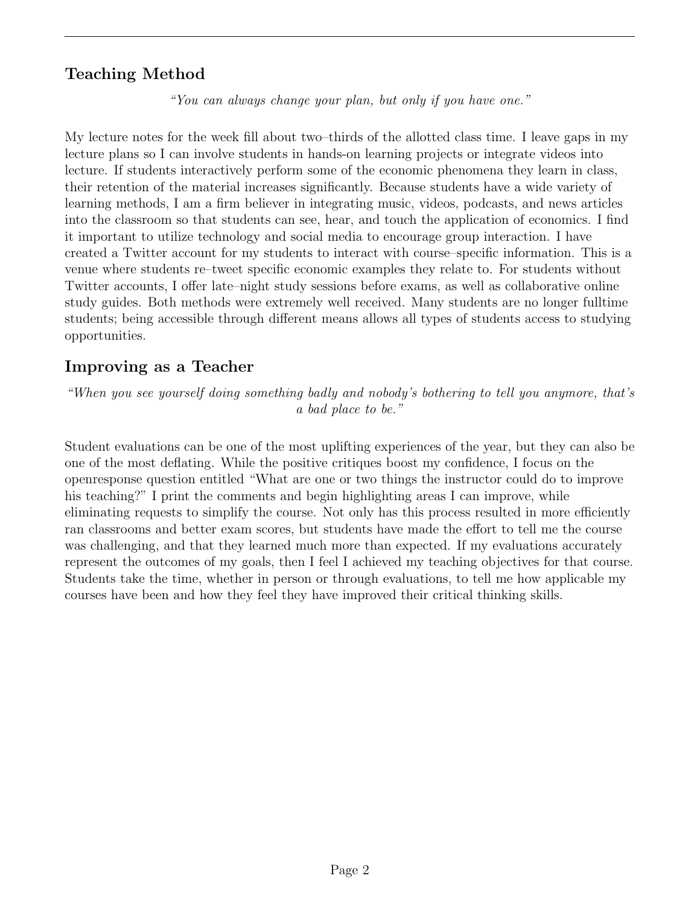## Teaching Method

*"You can always change your plan, but only if you have one."*

My lecture notes for the week fill about two–thirds of the allotted class time. I leave gaps in my lecture plans so I can involve students in hands-on learning projects or integrate videos into lecture. If students interactively perform some of the economic phenomena they learn in class, their retention of the material increases significantly. Because students have a wide variety of learning methods, I am a firm believer in integrating music, videos, podcasts, and news articles into the classroom so that students can see, hear, and touch the application of economics. I find it important to utilize technology and social media to encourage group interaction. I have created a Twitter account for my students to interact with course–specific information. This is a venue where students re–tweet specific economic examples they relate to. For students without Twitter accounts, I offer late–night study sessions before exams, as well as collaborative online study guides. Both methods were extremely well received. Many students are no longer fulltime students; being accessible through different means allows all types of students access to studying opportunities.

## Improving as a Teacher

*"When you see yourself doing something badly and nobody's bothering to tell you anymore, that's a bad place to be."*

Student evaluations can be one of the most uplifting experiences of the year, but they can also be one of the most deflating. While the positive critiques boost my confidence, I focus on the openresponse question entitled "What are one or two things the instructor could do to improve his teaching?" I print the comments and begin highlighting areas I can improve, while eliminating requests to simplify the course. Not only has this process resulted in more efficiently ran classrooms and better exam scores, but students have made the effort to tell me the course was challenging, and that they learned much more than expected. If my evaluations accurately represent the outcomes of my goals, then I feel I achieved my teaching objectives for that course. Students take the time, whether in person or through evaluations, to tell me how applicable my courses have been and how they feel they have improved their critical thinking skills.